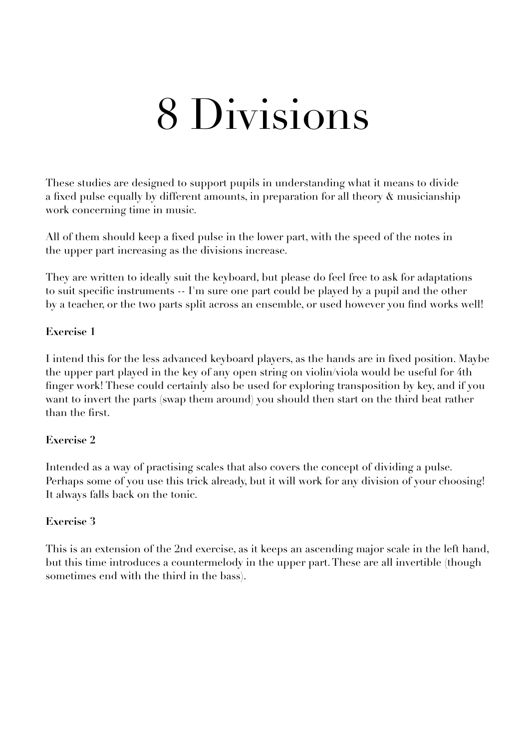# 8 Divisions

These studies are designed to support pupils in understanding what it means to divide a fixed pulse equally by different amounts, in preparation for all theory & musicianship work concerning time in music.

All of them should keep a fixed pulse in the lower part, with the speed of the notes in the upper part increasing as the divisions increase.

They are written to ideally suit the keyboard, but please do feel free to ask for adaptations to suit specific instruments -- I'm sure one part could be played by a pupil and the other by a teacher, or the two parts split across an ensemble, or used however you find works well!

**Exercise 1**

I intend this for the less advanced keyboard players, as the hands are in fixed position. Maybe the upper part played in the key of any open string on violin/viola would be useful for 4th finger work! These could certainly also be used for exploring transposition by key, and if you want to invert the parts (swap them around) you should then start on the third beat rather than the first.

**Exercise 2**

Intended as a way of practising scales that also covers the concept of dividing a pulse. Perhaps some of you use this trick already, but it will work for any division of your choosing! It always falls back on the tonic.

**Exercise 3**

This is an extension of the 2nd exercise, as it keeps an ascending major scale in the left hand, but this time introduces a countermelody in the upper part. These are all invertible (though sometimes end with the third in the bass).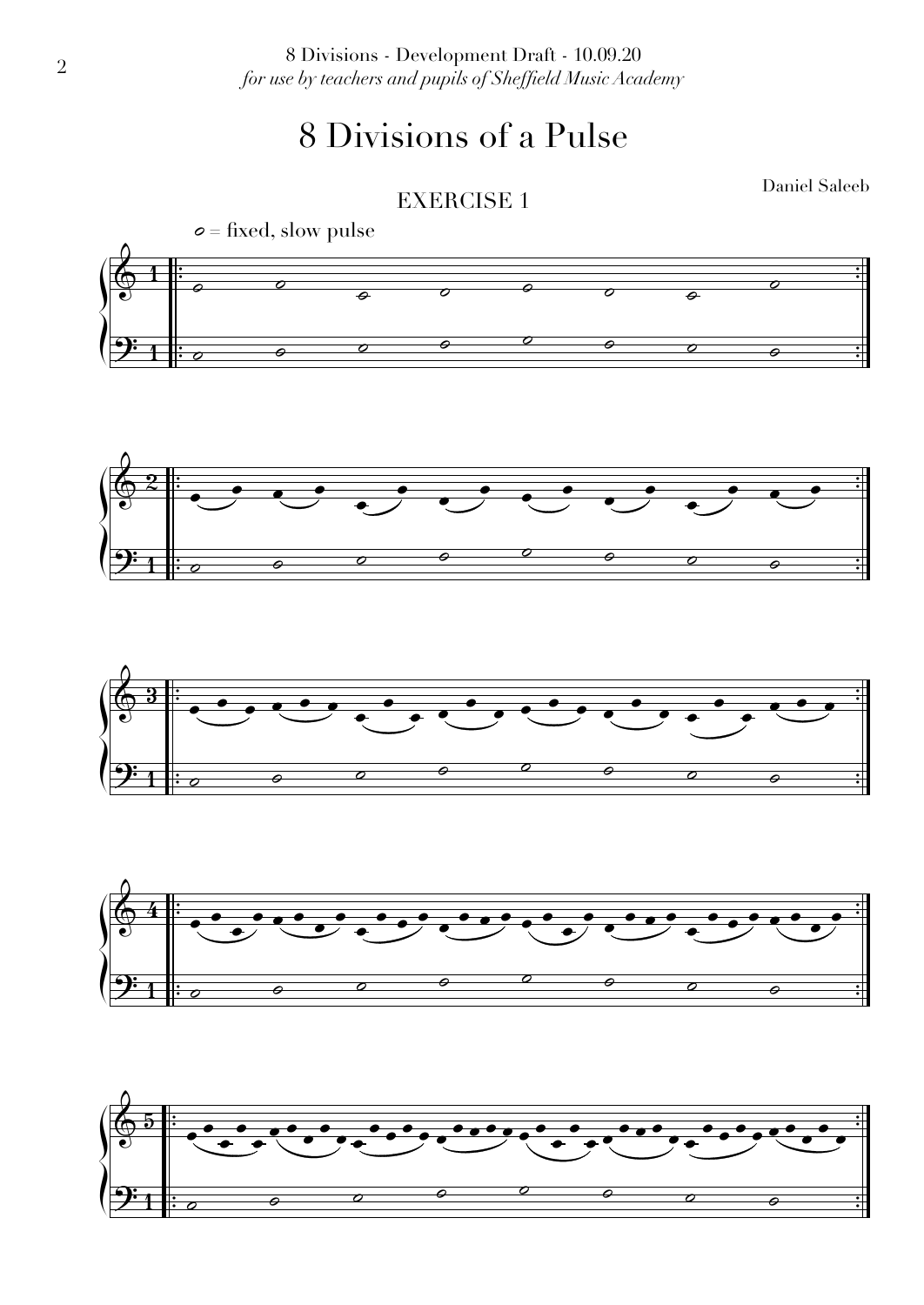8 Divisions - Development Draft - 10.09.20
*for use by teachers and pupils of Sheffield Music Academy*

# 8 Divisions of a Pulse

Daniel Saleeb

## EXERCISE 1

𝅗𝅥 = fixed, slow pulse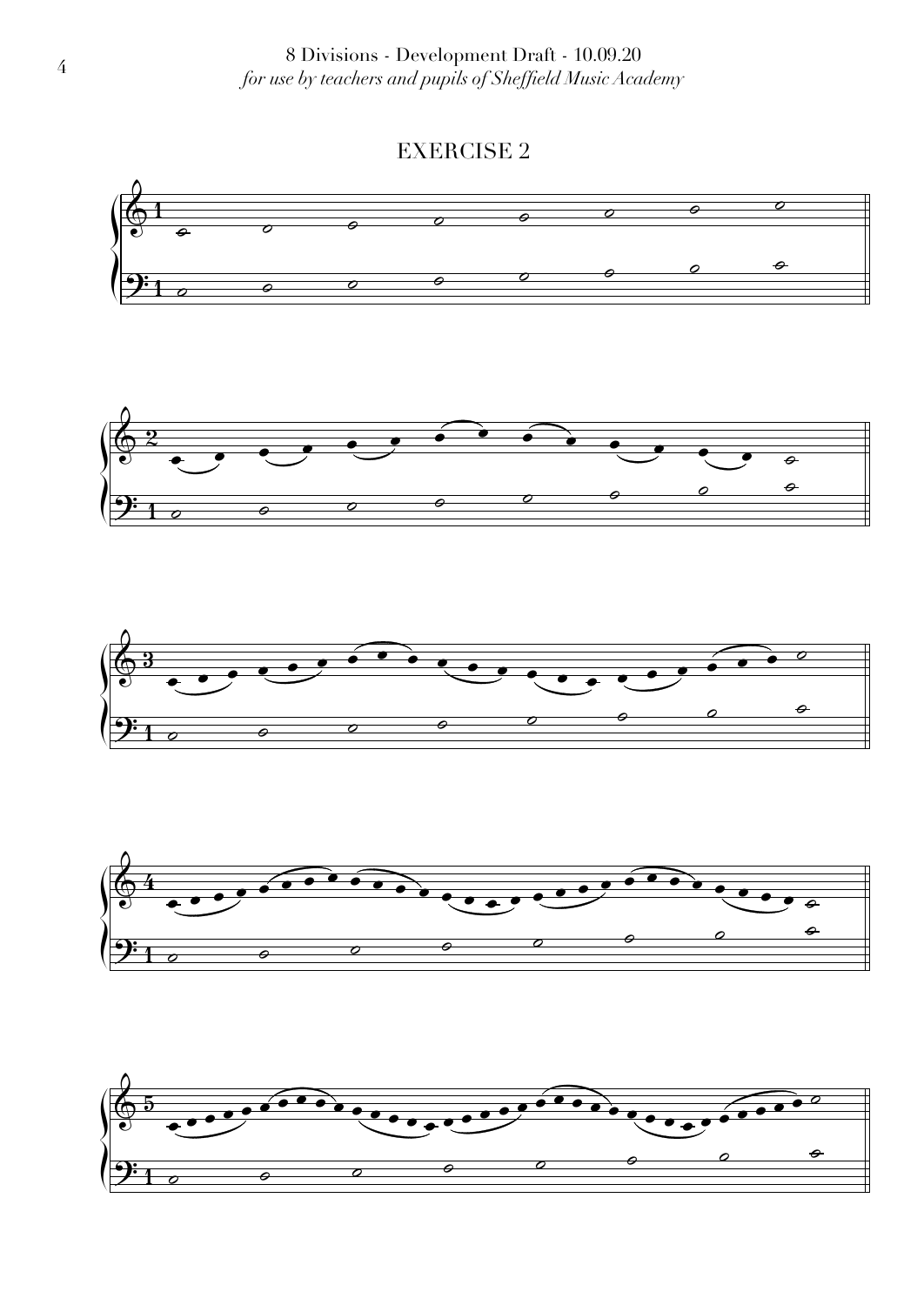# EXERCISE 2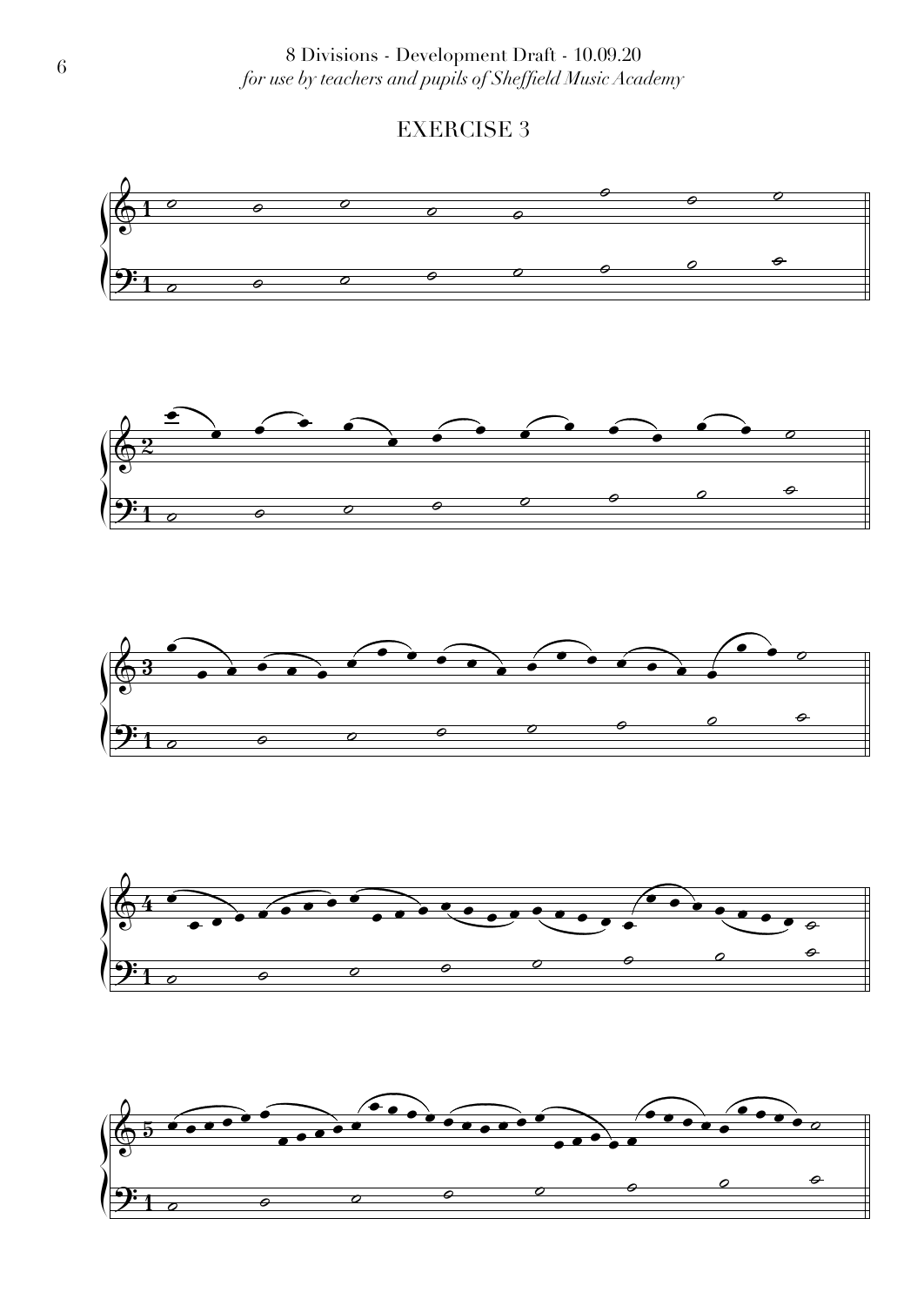8 Divisions - Development Draft - 10.09.20

*for use by teachers and pupils of Sheffield Music Academy*

# EXERCISE 3